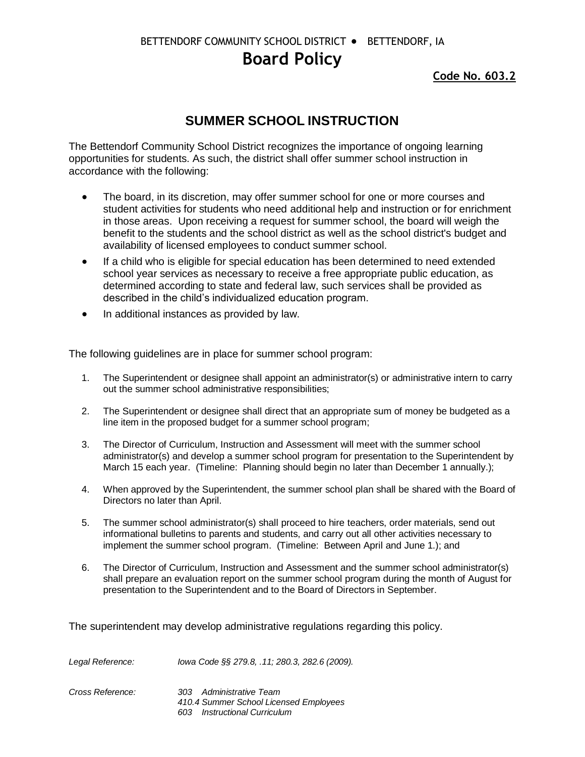BETTENDORF COMMUNITY SCHOOL DISTRICT • BETTENDORF, IA

# Board Policy

**Code No. 603.2**

## SUMMER SCHOOL INSTRUCTION

The Bettendorf Community School District recognizes the importance of ongoing learning opportunities for students. As such, the district shall offer summer school instruction in accordance with the following:

- The board, in its discretion, may offer summer school for one or more courses and student activities for students who need additional help and instruction or for enrichment in those areas. Upon receiving a request for summer school, the board will weigh the benefit to the students and the school district as well as the school district's budget and availability of licensed employees to conduct summer school.
- If a child who is eligible for special education has been determined to need extended school year services as necessary to receive a free appropriate public education, as determined according to state and federal law, such services shall be provided as described in the child's individualized education program.
- In additional instances as provided by law.

The following guidelines are in place for summer school program:

1. The Superintendent or designee shall appoint an administrator(s) or administrative intern to carry out the summer school administrative responsibilities;
2. The Superintendent or designee shall direct that an appropriate sum of money be budgeted as a line item in the proposed budget for a summer school program;
3. The Director of Curriculum, Instruction and Assessment will meet with the summer school administrator(s) and develop a summer school program for presentation to the Superintendent by March 15 each year. (Timeline: Planning should begin no later than December 1 annually.);
4. When approved by the Superintendent, the summer school plan shall be shared with the Board of Directors no later than April.
5. The summer school administrator(s) shall proceed to hire teachers, order materials, send out informational bulletins to parents and students, and carry out all other activities necessary to implement the summer school program. (Timeline: Between April and June 1.); and
6. The Director of Curriculum, Instruction and Assessment and the summer school administrator(s) shall prepare an evaluation report on the summer school program during the month of August for presentation to the Superintendent and to the Board of Directors in September.

The superintendent may develop administrative regulations regarding this policy.

*Legal Reference:* *Iowa Code §§ 279.8, .11; 280.3, 282.6 (2009).*

*Cross Reference:*
*303 Administrative Team*
*410.4 Summer School Licensed Employees*
*603 Instructional Curriculum*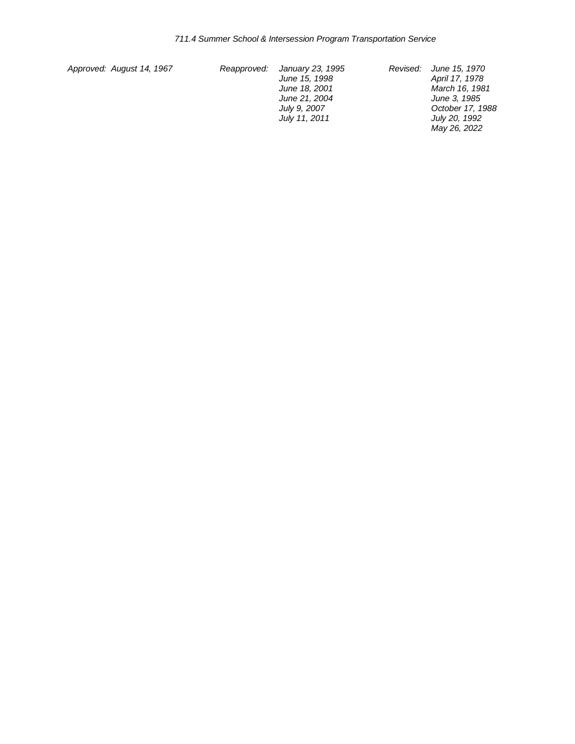| | | | | | |
|---|---|---|---|---|---|
| *Approved:* | *August 14, 1967* | *Reapproved:* | *January 23, 1995* | *Revised:* | *June 15, 1970* |
| | | | *June 15, 1998* | | *April 17, 1978* |
| | | | *June 18, 2001* | | *March 16, 1981* |
| | | | *June 21, 2004* | | *June 3, 1985* |
| | | | *July 9, 2007* | | *October 17, 1988* |
| | | | *July 11, 2011* | | *July 20, 1992* |
| | | | | | *May 26, 2022* |